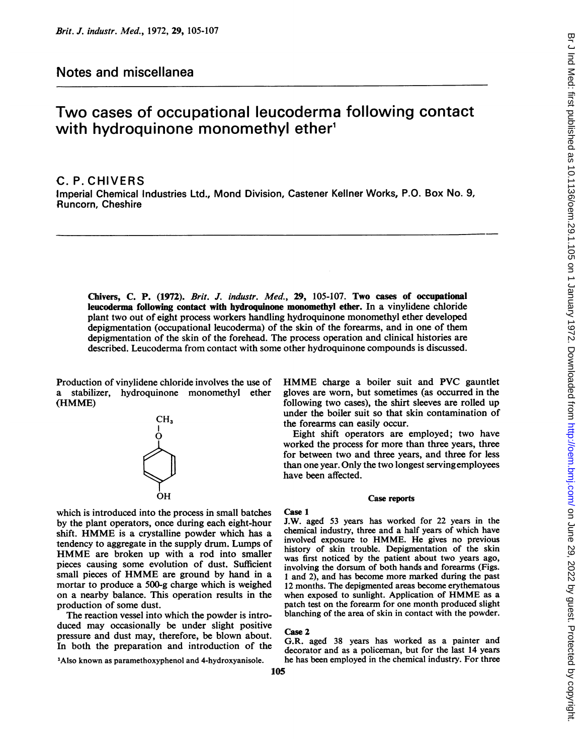## Notes and miscellanea

# Two cases of occupational leucoderma following contact with hydroquinone monomethyl ether[1]

**C. P. CHIVERS**

Imperial Chemical Industries Ltd., Mond Division, Castener Kellner Works, P.O. Box No. 9, Runcorn, Cheshire

**Chivers, C. P. (1972).** *Brit. J. industr. Med.*, **29**, 105-107. **Two cases of occupational leucoderma following contact with hydroquinone monomethyl ether.** In a vinylidene chloride plant two out of eight process workers handling hydroquinone monomethyl ether developed depigmentation (occupational leucoderma) of the skin of the forearms, and in one of them depigmentation of the skin of the forehead. The process operation and clinical histories are described. Leucoderma from contact with some other hydroquinone compounds is discussed.

Production of vinylidene chloride involves the use of a stabilizer, hydroquinone monomethyl ether (HMME)

$$\begin{array}{c} CH_3 \\ | \\ O \\ | \\ C_6H_4 \\ | \\ OH \end{array}$$

which is introduced into the process in small batches by the plant operators, once during each eight-hour shift. HMME is a crystalline powder which has a tendency to aggregate in the supply drum. Lumps of HMME are broken up with a rod into smaller pieces causing some evolution of dust. Sufficient small pieces of HMME are ground by hand in a mortar to produce a 500-g charge which is weighed on a nearby balance. This operation results in the production of some dust.

The reaction vessel into which the powder is introduced may occasionally be under slight positive pressure and dust may, therefore, be blown about. In both the preparation and introduction of the HMME charge a boiler suit and PVC gauntlet gloves are worn, but sometimes (as occurred in the following two cases), the shirt sleeves are rolled up under the boiler suit so that skin contamination of the forearms can easily occur.

Eight shift operators are employed; two have worked the process for more than three years, three for between two and three years, and three for less than one year. Only the two longest serving employees have been affected.

### Case reports

**Case 1**

J.W. aged 53 years has worked for 22 years in the chemical industry, three and a half years of which have involved exposure to HMME. He gives no previous history of skin trouble. Depigmentation of the skin was first noticed by the patient about two years ago, involving the dorsum of both hands and forearms (Figs. 1 and 2), and has become more marked during the past 12 months. The depigmented areas become erythematous when exposed to sunlight. Application of HMME as a patch test on the forearm for one month produced slight blanching of the area of skin in contact with the powder.

**Case 2**

G.R. aged 38 years has worked as a painter and decorator and as a policeman, but for the last 14 years he has been employed in the chemical industry. For three

[1]Also known as paramethoxyphenol and 4-hydroxyanisole.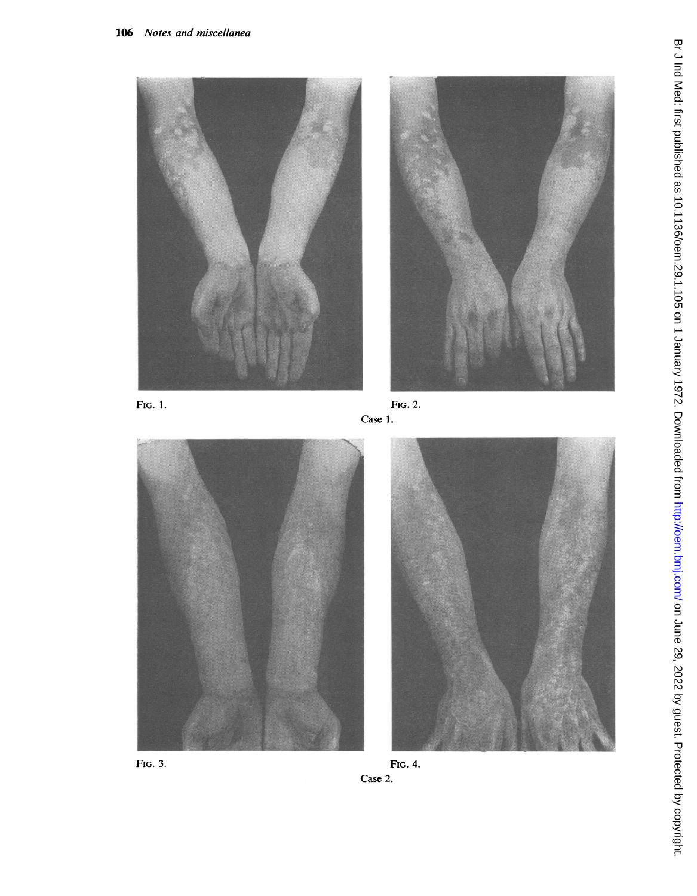FIG. 1.

FIG. 2.

Case 1.

FIG. 3.

FIG. 4.

Case 2.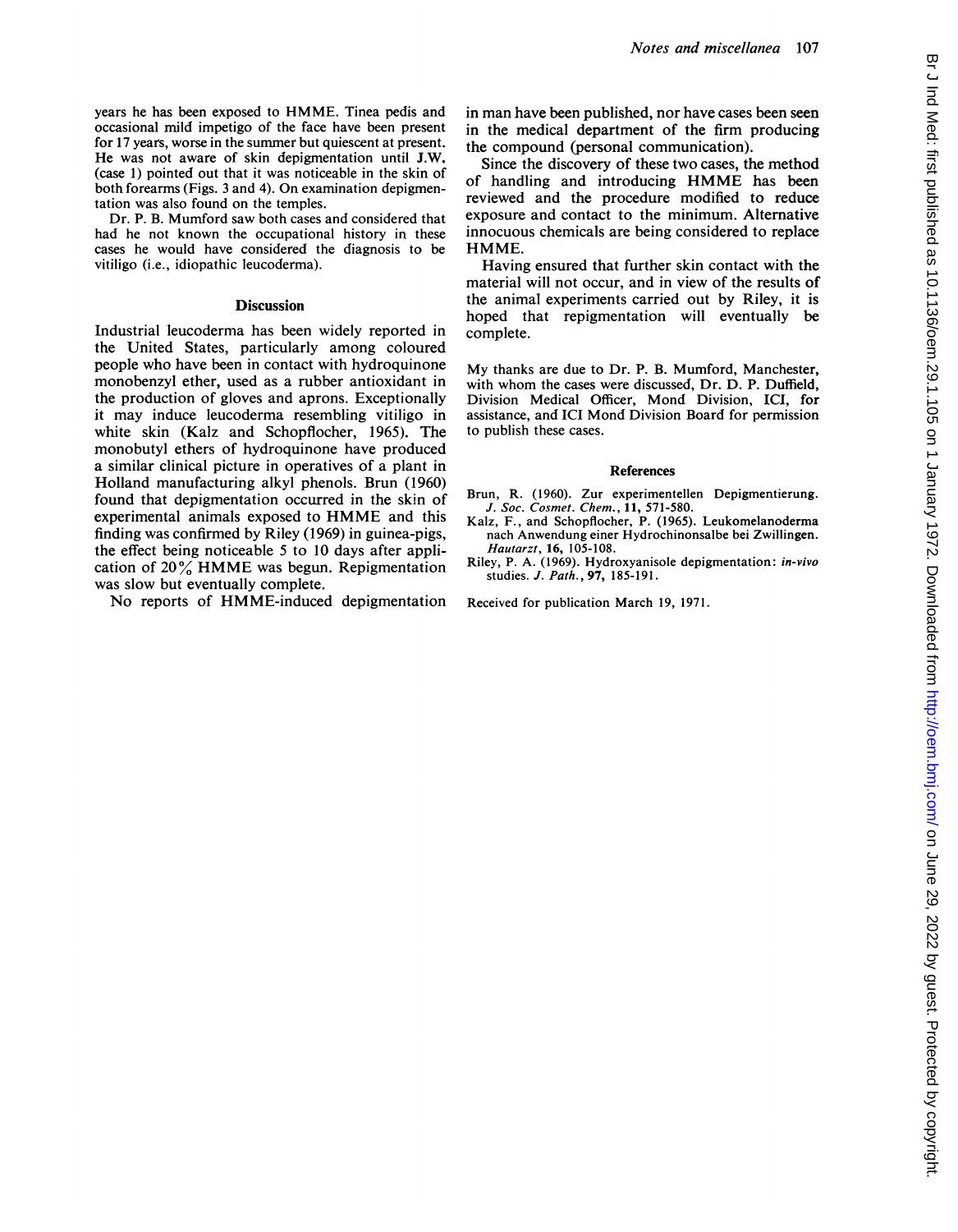years he has been exposed to HMME. Tinea pedis and occasional mild impetigo of the face have been present for 17 years, worse in the summer but quiescent at present. He was not aware of skin depigmentation until J.W. (case 1) pointed out that it was noticeable in the skin of both forearms (Figs. 3 and 4). On examination depigmentation was also found on the temples.

Dr. P. B. Mumford saw both cases and considered that had he not known the occupational history in these cases he would have considered the diagnosis to be vitiligo (i.e., idiopathic leucoderma).

## Discussion

Industrial leucoderma has been widely reported in the United States, particularly among coloured people who have been in contact with hydroquinone monobenzyl ether, used as a rubber antioxidant in the production of gloves and aprons. Exceptionally it may induce leucoderma resembling vitiligo in white skin (Kalz and Schopflocher, 1965). The monobutyl ethers of hydroquinone have produced a similar clinical picture in operatives of a plant in Holland manufacturing alkyl phenols. Brun (1960) found that depigmentation occurred in the skin of experimental animals exposed to HMME and this finding was confirmed by Riley (1969) in guinea-pigs, the effect being noticeable 5 to 10 days after application of 20% HMME was begun. Repigmentation was slow but eventually complete.

No reports of HMME-induced depigmentation in man have been published, nor have cases been seen in the medical department of the firm producing the compound (personal communication).

Since the discovery of these two cases, the method of handling and introducing HMME has been reviewed and the procedure modified to reduce exposure and contact to the minimum. Alternative innocuous chemicals are being considered to replace HMME.

Having ensured that further skin contact with the material will not occur, and in view of the results of the animal experiments carried out by Riley, it is hoped that repigmentation will eventually be complete.

My thanks are due to Dr. P. B. Mumford, Manchester, with whom the cases were discussed, Dr. D. P. Duffield, Division Medical Officer, Mond Division, ICI, for assistance, and ICI Mond Division Board for permission to publish these cases.

## References

Brun, R. (1960). Zur experimentellen Depigmentierung. *J. Soc. Cosmet. Chem.*, **11**, 571-580.

Kalz, F., and Schopflocher, P. (1965). Leukomelanoderma nach Anwendung einer Hydrochinonsalbe bei Zwillingen. *Hautarzt*, **16**, 105-108.

Riley, P. A. (1969). Hydroxyanisole depigmentation: *in-vivo* studies. *J. Path.*, **97**, 185-191.

Received for publication March 19, 1971.